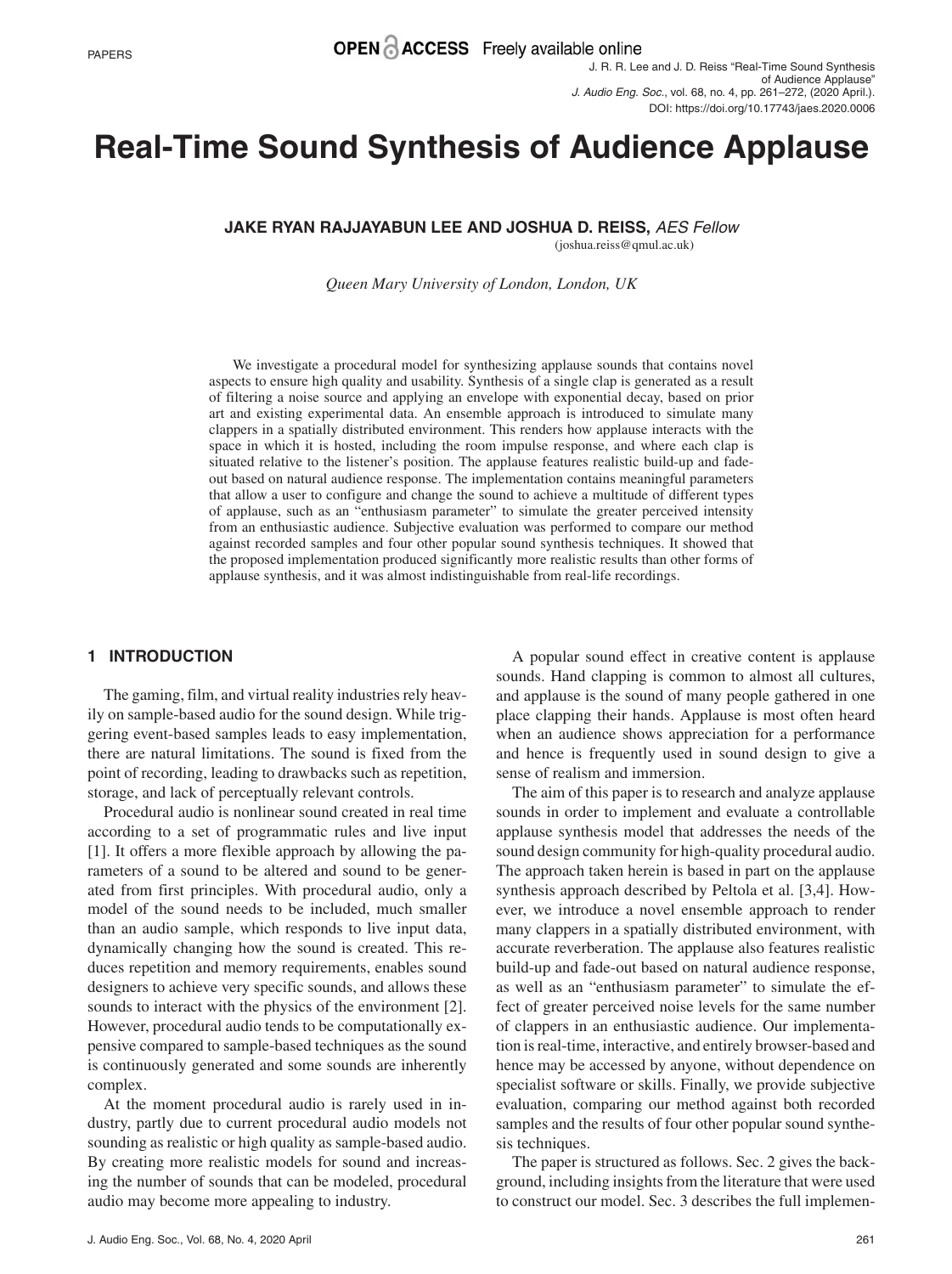# Real-Time Sound Synthesis of Audience Applause

**JAKE RYAN RAJJAYABUN LEE AND JOSHUA D. REISS,** *AES Fellow*
(joshua.reiss@qmul.ac.uk)

*Queen Mary University of London, London, UK*

We investigate a procedural model for synthesizing applause sounds that contains novel aspects to ensure high quality and usability. Synthesis of a single clap is generated as a result of filtering a noise source and applying an envelope with exponential decay, based on prior art and existing experimental data. An ensemble approach is introduced to simulate many clappers in a spatially distributed environment. This renders how applause interacts with the space in which it is hosted, including the room impulse response, and where each clap is situated relative to the listener's position. The applause features realistic build-up and fade-out based on natural audience response. The implementation contains meaningful parameters that allow a user to configure and change the sound to achieve a multitude of different types of applause, such as an "enthusiasm parameter" to simulate the greater perceived intensity from an enthusiastic audience. Subjective evaluation was performed to compare our method against recorded samples and four other popular sound synthesis techniques. It showed that the proposed implementation produced significantly more realistic results than other forms of applause synthesis, and it was almost indistinguishable from real-life recordings.

## 1 INTRODUCTION

The gaming, film, and virtual reality industries rely heavily on sample-based audio for the sound design. While triggering event-based samples leads to easy implementation, there are natural limitations. The sound is fixed from the point of recording, leading to drawbacks such as repetition, storage, and lack of perceptually relevant controls.

Procedural audio is nonlinear sound created in real time according to a set of programmatic rules and live input [1]. It offers a more flexible approach by allowing the parameters of a sound to be altered and sound to be generated from first principles. With procedural audio, only a model of the sound needs to be included, much smaller than an audio sample, which responds to live input data, dynamically changing how the sound is created. This reduces repetition and memory requirements, enables sound designers to achieve very specific sounds, and allows these sounds to interact with the physics of the environment [2]. However, procedural audio tends to be computationally expensive compared to sample-based techniques as the sound is continuously generated and some sounds are inherently complex.

At the moment procedural audio is rarely used in industry, partly due to current procedural audio models not sounding as realistic or high quality as sample-based audio. By creating more realistic models for sound and increasing the number of sounds that can be modeled, procedural audio may become more appealing to industry.

A popular sound effect in creative content is applause sounds. Hand clapping is common to almost all cultures, and applause is the sound of many people gathered in one place clapping their hands. Applause is most often heard when an audience shows appreciation for a performance and hence is frequently used in sound design to give a sense of realism and immersion.

The aim of this paper is to research and analyze applause sounds in order to implement and evaluate a controllable applause synthesis model that addresses the needs of the sound design community for high-quality procedural audio. The approach taken herein is based in part on the applause synthesis approach described by Peltola et al. [3,4]. However, we introduce a novel ensemble approach to render many clappers in a spatially distributed environment, with accurate reverberation. The applause also features realistic build-up and fade-out based on natural audience response, as well as an "enthusiasm parameter" to simulate the effect of greater perceived noise levels for the same number of clappers in an enthusiastic audience. Our implementation is real-time, interactive, and entirely browser-based and hence may be accessed by anyone, without dependence on specialist software or skills. Finally, we provide subjective evaluation, comparing our method against both recorded samples and the results of four other popular sound synthesis techniques.

The paper is structured as follows. Sec. 2 gives the background, including insights from the literature that were used to construct our model. Sec. 3 describes the full implemen-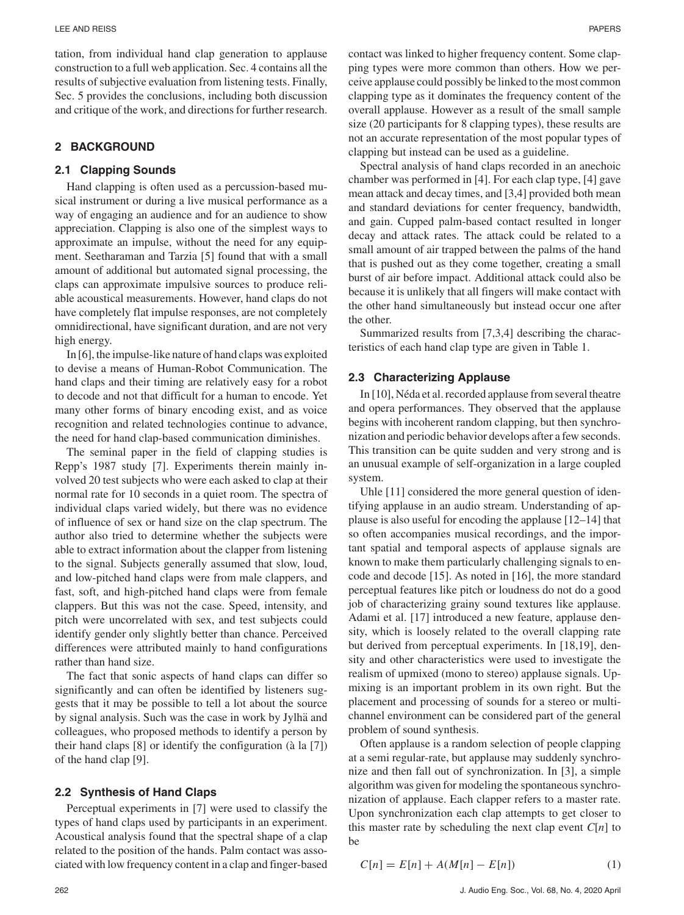tation, from individual hand clap generation to applause construction to a full web application. Sec. 4 contains all the results of subjective evaluation from listening tests. Finally, Sec. 5 provides the conclusions, including both discussion and critique of the work, and directions for further research.

## 2 BACKGROUND

### 2.1 Clapping Sounds

Hand clapping is often used as a percussion-based musical instrument or during a live musical performance as a way of engaging an audience and for an audience to show appreciation. Clapping is also one of the simplest ways to approximate an impulse, without the need for any equipment. Seetharaman and Tarzia [5] found that with a small amount of additional but automated signal processing, the claps can approximate impulsive sources to produce reliable acoustical measurements. However, hand claps do not have completely flat impulse responses, are not completely omnidirectional, have significant duration, and are not very high energy.

In [6], the impulse-like nature of hand claps was exploited to devise a means of Human-Robot Communication. The hand claps and their timing are relatively easy for a robot to decode and not that difficult for a human to encode. Yet many other forms of binary encoding exist, and as voice recognition and related technologies continue to advance, the need for hand clap-based communication diminishes.

The seminal paper in the field of clapping studies is Repp's 1987 study [7]. Experiments therein mainly involved 20 test subjects who were each asked to clap at their normal rate for 10 seconds in a quiet room. The spectra of individual claps varied widely, but there was no evidence of influence of sex or hand size on the clap spectrum. The author also tried to determine whether the subjects were able to extract information about the clapper from listening to the signal. Subjects generally assumed that slow, loud, and low-pitched hand claps were from male clappers, and fast, soft, and high-pitched hand claps were from female clappers. But this was not the case. Speed, intensity, and pitch were uncorrelated with sex, and test subjects could identify gender only slightly better than chance. Perceived differences were attributed mainly to hand configurations rather than hand size.

The fact that sonic aspects of hand claps can differ so significantly and can often be identified by listeners suggests that it may be possible to tell a lot about the source by signal analysis. Such was the case in work by Jylhä and colleagues, who proposed methods to identify a person by their hand claps [8] or identify the configuration (à la [7]) of the hand clap [9].

### 2.2 Synthesis of Hand Claps

Perceptual experiments in [7] were used to classify the types of hand claps used by participants in an experiment. Acoustical analysis found that the spectral shape of a clap related to the position of the hands. Palm contact was associated with low frequency content in a clap and finger-based contact was linked to higher frequency content. Some clapping types were more common than others. How we perceive applause could possibly be linked to the most common clapping type as it dominates the frequency content of the overall applause. However as a result of the small sample size (20 participants for 8 clapping types), these results are not an accurate representation of the most popular types of clapping but instead can be used as a guideline.

Spectral analysis of hand claps recorded in an anechoic chamber was performed in [4]. For each clap type, [4] gave mean attack and decay times, and [3,4] provided both mean and standard deviations for center frequency, bandwidth, and gain. Cupped palm-based contact resulted in longer decay and attack rates. The attack could be related to a small amount of air trapped between the palms of the hand that is pushed out as they come together, creating a small burst of air before impact. Additional attack could also be because it is unlikely that all fingers will make contact with the other hand simultaneously but instead occur one after the other.

Summarized results from [7,3,4] describing the characteristics of each hand clap type are given in Table 1.

### 2.3 Characterizing Applause

In [10], Néda et al. recorded applause from several theatre and opera performances. They observed that the applause begins with incoherent random clapping, but then synchronization and periodic behavior develops after a few seconds. This transition can be quite sudden and very strong and is an unusual example of self-organization in a large coupled system.

Uhle [11] considered the more general question of identifying applause in an audio stream. Understanding of applause is also useful for encoding the applause [12–14] that so often accompanies musical recordings, and the important spatial and temporal aspects of applause signals are known to make them particularly challenging signals to encode and decode [15]. As noted in [16], the more standard perceptual features like pitch or loudness do not do a good job of characterizing grainy sound textures like applause. Adami et al. [17] introduced a new feature, applause density, which is loosely related to the overall clapping rate but derived from perceptual experiments. In [18,19], density and other characteristics were used to investigate the realism of upmixed (mono to stereo) applause signals. Upmixing is an important problem in its own right. But the placement and processing of sounds for a stereo or multichannel environment can be considered part of the general problem of sound synthesis.

Often applause is a random selection of people clapping at a semi regular-rate, but applause may suddenly synchronize and then fall out of synchronization. In [3], a simple algorithm was given for modeling the spontaneous synchronization of applause. Each clapper refers to a master rate. Upon synchronization each clap attempts to get closer to this master rate by scheduling the next clap event $C[n]$ to be

$$C[n] = E[n] + A(M[n] - E[n]) \tag{1}$$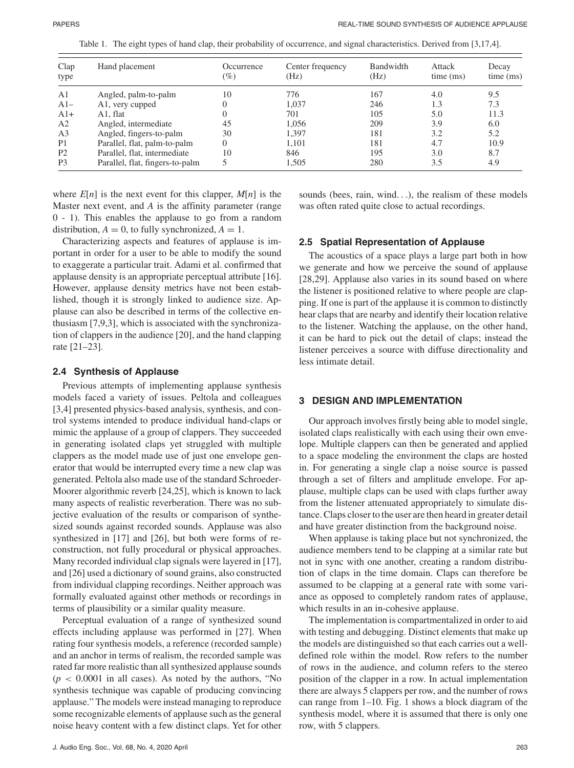Table 1. The eight types of hand clap, their probability of occurrence, and signal characteristics. Derived from [3,17,4].

| Clap type | Hand placement | Occurrence (%) | Center frequency (Hz) | Bandwidth (Hz) | Attack time (ms) | Decay time (ms) |
|---|---|---|---|---|---|---|
| A1 | Angled, palm-to-palm | 10 | 776 | 167 | 4.0 | 9.5 |
| A1− | A1, very cupped | 0 | 1,037 | 246 | 1.3 | 7.3 |
| A1+ | A1, flat | 0 | 701 | 105 | 5.0 | 11.3 |
| A2 | Angled, intermediate | 45 | 1,056 | 209 | 3.9 | 6.0 |
| A3 | Angled, fingers-to-palm | 30 | 1,397 | 181 | 3.2 | 5.2 |
| P1 | Parallel, flat, palm-to-palm | 0 | 1,101 | 181 | 4.7 | 10.9 |
| P2 | Parallel, flat, intermediate | 10 | 846 | 195 | 3.0 | 8.7 |
| P3 | Parallel, flat, fingers-to-palm | 5 | 1,505 | 280 | 3.5 | 4.9 |

where $E[n]$ is the next event for this clapper, $M[n]$ is the Master next event, and $A$ is the affinity parameter (range 0 - 1). This enables the applause to go from a random distribution, $A = 0$, to fully synchronized, $A = 1$.

Characterizing aspects and features of applause is important in order for a user to be able to modify the sound to exaggerate a particular trait. Adami et al. confirmed that applause density is an appropriate perceptual attribute [16]. However, applause density metrics have not been established, though it is strongly linked to audience size. Applause can also be described in terms of the collective enthusiasm [7,9,3], which is associated with the synchronization of clappers in the audience [20], and the hand clapping rate [21–23].

### 2.4 Synthesis of Applause

Previous attempts of implementing applause synthesis models faced a variety of issues. Peltola and colleagues [3,4] presented physics-based analysis, synthesis, and control systems intended to produce individual hand-claps or mimic the applause of a group of clappers. They succeeded in generating isolated claps yet struggled with multiple clappers as the model made use of just one envelope generator that would be interrupted every time a new clap was generated. Peltola also made use of the standard Schroeder-Moorer algorithmic reverb [24,25], which is known to lack many aspects of realistic reverberation. There was no subjective evaluation of the results or comparison of synthesized sounds against recorded sounds. Applause was also synthesized in [17] and [26], but both were forms of reconstruction, not fully procedural or physical approaches. Many recorded individual clap signals were layered in [17], and [26] used a dictionary of sound grains, also constructed from individual clapping recordings. Neither approach was formally evaluated against other methods or recordings in terms of plausibility or a similar quality measure.

Perceptual evaluation of a range of synthesized sound effects including applause was performed in [27]. When rating four synthesis models, a reference (recorded sample) and an anchor in terms of realism, the recorded sample was rated far more realistic than all synthesized applause sounds ($p < 0.0001$ in all cases). As noted by the authors, "No synthesis technique was capable of producing convincing applause." The models were instead managing to reproduce some recognizable elements of applause such as the general noise heavy content with a few distinct claps. Yet for other sounds (bees, rain, wind...), the realism of these models was often rated quite close to actual recordings.

### 2.5 Spatial Representation of Applause

The acoustics of a space plays a large part both in how we generate and how we perceive the sound of applause [28,29]. Applause also varies in its sound based on where the listener is positioned relative to where people are clapping. If one is part of the applause it is common to distinctly hear claps that are nearby and identify their location relative to the listener. Watching the applause, on the other hand, it can be hard to pick out the detail of claps; instead the listener perceives a source with diffuse directionality and less intimate detail.

## 3 DESIGN AND IMPLEMENTATION

Our approach involves firstly being able to model single, isolated claps realistically with each using their own envelope. Multiple clappers can then be generated and applied to a space modeling the environment the claps are hosted in. For generating a single clap a noise source is passed through a set of filters and amplitude envelope. For applause, multiple claps can be used with claps further away from the listener attenuated appropriately to simulate distance. Claps closer to the user are then heard in greater detail and have greater distinction from the background noise.

When applause is taking place but not synchronized, the audience members tend to be clapping at a similar rate but not in sync with one another, creating a random distribution of claps in the time domain. Claps can therefore be assumed to be clapping at a general rate with some variance as opposed to completely random rates of applause, which results in an in-cohesive applause.

The implementation is compartmentalized in order to aid with testing and debugging. Distinct elements that make up the models are distinguished so that each carries out a well-defined role within the model. Row refers to the number of rows in the audience, and column refers to the stereo position of the clapper in a row. In actual implementation there are always 5 clappers per row, and the number of rows can range from 1–10. Fig. 1 shows a block diagram of the synthesis model, where it is assumed that there is only one row, with 5 clappers.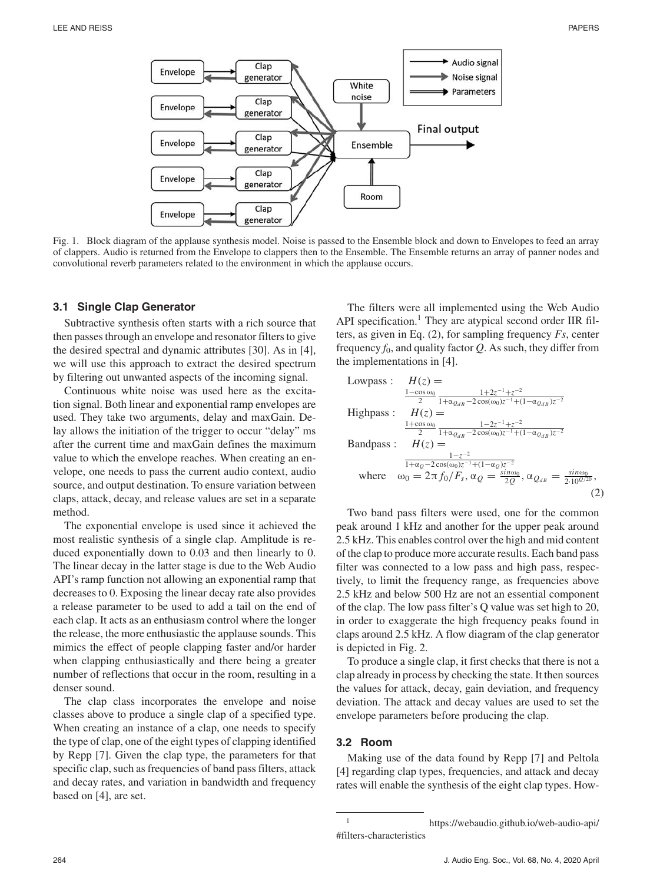Fig. 1. Block diagram of the applause synthesis model. Noise is passed to the Ensemble block and down to Envelopes to feed an array of clappers. Audio is returned from the Envelope to clappers then to the Ensemble. The Ensemble returns an array of panner nodes and convolutional reverb parameters related to the environment in which the applause occurs.

### 3.1 Single Clap Generator

Subtractive synthesis often starts with a rich source that then passes through an envelope and resonator filters to give the desired spectral and dynamic attributes [30]. As in [4], we will use this approach to extract the desired spectrum by filtering out unwanted aspects of the incoming signal.

Continuous white noise was used here as the excitation signal. Both linear and exponential ramp envelopes are used. They take two arguments, delay and maxGain. Delay allows the initiation of the trigger to occur "delay" ms after the current time and maxGain defines the maximum value to which the envelope reaches. When creating an envelope, one needs to pass the current audio context, audio source, and output destination. To ensure variation between claps, attack, decay, and release values are set in a separate method.

The exponential envelope is used since it achieved the most realistic synthesis of a single clap. Amplitude is reduced exponentially down to 0.03 and then linearly to 0. The linear decay in the latter stage is due to the Web Audio API's ramp function not allowing an exponential ramp that decreases to 0. Exposing the linear decay rate also provides a release parameter to be used to add a tail on the end of each clap. It acts as an enthusiasm control where the longer the release, the more enthusiastic the applause sounds. This mimics the effect of people clapping faster and/or harder when clapping enthusiastically and there being a greater number of reflections that occur in the room, resulting in a denser sound.

The clap class incorporates the envelope and noise classes above to produce a single clap of a specified type. When creating an instance of a clap, one needs to specify the type of clap, one of the eight types of clapping identified by Repp [7]. Given the clap type, the parameters for that specific clap, such as frequencies of band pass filters, attack and decay rates, and variation in bandwidth and frequency based on [4], are set.

The filters were all implemented using the Web Audio API specification.[1] They are atypical second order IIR filters, as given in Eq. (2), for sampling frequency $Fs$, center frequency $f_0$, and quality factor $Q$. As such, they differ from the implementations in [4].

$$
\begin{aligned}
&\text{Lowpass}: \quad H(z) = \\
&\quad \frac{1-\cos\omega_0}{2} \frac{1+2z^{-1}+z^{-2}}{1+\alpha_{Q_{dB}} - 2\cos(\omega_0)z^{-1} + (1-\alpha_{Q_{dB}})z^{-2}} \\
&\text{Highpass}: \quad H(z) = \\
&\quad \frac{1+\cos\omega_0}{2} \frac{1-2z^{-1}+z^{-2}}{1+\alpha_{Q_{dB}} - 2\cos(\omega_0)z^{-1} + (1-\alpha_{Q_{dB}})z^{-2}} \\
&\text{Bandpass}: \quad H(z) = \\
&\quad \frac{1-z^{-2}}{1+\alpha_Q - 2\cos(\omega_0)z^{-1} + (1-\alpha_Q)z^{-2}} \\
&\quad \text{where} \quad \omega_0 = 2\pi f_0/F_s, \; \alpha_Q = \frac{\sin\omega_0}{2Q}, \; \alpha_{Q_{dB}} = \frac{\sin\omega_0}{2 \cdot 10^{Q/20}},
\end{aligned} \tag{2}
$$

Two band pass filters were used, one for the common peak around 1 kHz and another for the upper peak around 2.5 kHz. This enables control over the high and mid content of the clap to produce more accurate results. Each band pass filter was connected to a low pass and high pass, respectively, to limit the frequency range, as frequencies above 2.5 kHz and below 500 Hz are not an essential component of the clap. The low pass filter's Q value was set high to 20, in order to exaggerate the high frequency peaks found in claps around 2.5 kHz. A flow diagram of the clap generator is depicted in Fig. 2.

To produce a single clap, it first checks that there is not a clap already in process by checking the state. It then sources the values for attack, decay, gain deviation, and frequency deviation. The attack and decay values are used to set the envelope parameters before producing the clap.

### 3.2 Room

Making use of the data found by Repp [7] and Peltola [4] regarding clap types, frequencies, and attack and decay rates will enable the synthesis of the eight clap types. How-

[1] https://webaudio.github.io/web-audio-api/#filters-characteristics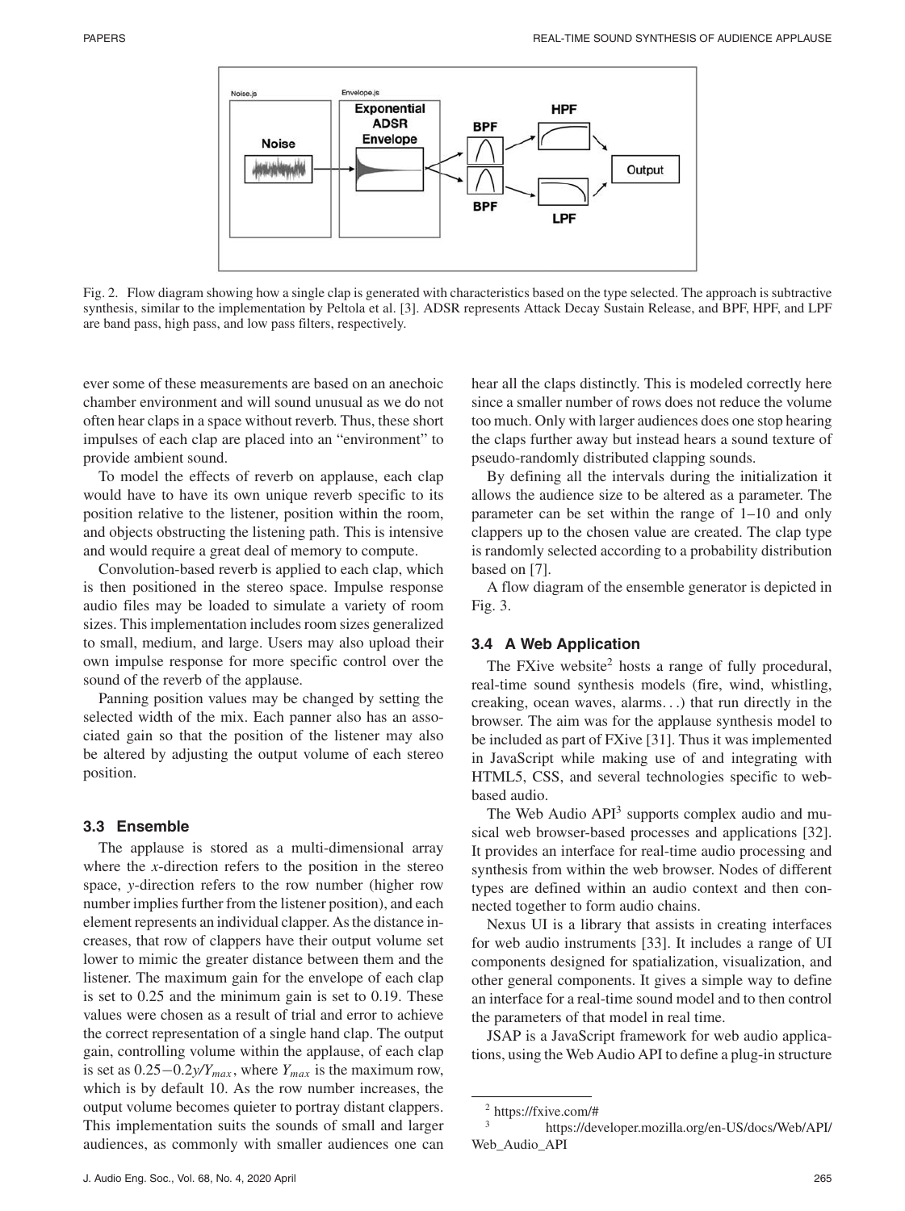Fig. 2. Flow diagram showing how a single clap is generated with characteristics based on the type selected. The approach is subtractive synthesis, similar to the implementation by Peltola et al. [3]. ADSR represents Attack Decay Sustain Release, and BPF, HPF, and LPF are band pass, high pass, and low pass filters, respectively.

ever some of these measurements are based on an anechoic chamber environment and will sound unusual as we do not often hear claps in a space without reverb. Thus, these short impulses of each clap are placed into an "environment" to provide ambient sound.

To model the effects of reverb on applause, each clap would have to have its own unique reverb specific to its position relative to the listener, position within the room, and objects obstructing the listening path. This is intensive and would require a great deal of memory to compute.

Convolution-based reverb is applied to each clap, which is then positioned in the stereo space. Impulse response audio files may be loaded to simulate a variety of room sizes. This implementation includes room sizes generalized to small, medium, and large. Users may also upload their own impulse response for more specific control over the sound of the reverb of the applause.

Panning position values may be changed by setting the selected width of the mix. Each panner also has an associated gain so that the position of the listener may also be altered by adjusting the output volume of each stereo position.

### 3.3 Ensemble

The applause is stored as a multi-dimensional array where the *x*-direction refers to the position in the stereo space, *y*-direction refers to the row number (higher row number implies further from the listener position), and each element represents an individual clapper. As the distance increases, that row of clappers have their output volume set lower to mimic the greater distance between them and the listener. The maximum gain for the envelope of each clap is set to 0.25 and the minimum gain is set to 0.19. These values were chosen as a result of trial and error to achieve the correct representation of a single hand clap. The output gain, controlling volume within the applause, of each clap is set as $0.25-0.2y/Y_{max}$, where $Y_{max}$ is the maximum row, which is by default 10. As the row number increases, the output volume becomes quieter to portray distant clappers. This implementation suits the sounds of small and larger audiences, as commonly with smaller audiences one can hear all the claps distinctly. This is modeled correctly here since a smaller number of rows does not reduce the volume too much. Only with larger audiences does one stop hearing the claps further away but instead hears a sound texture of pseudo-randomly distributed clapping sounds.

By defining all the intervals during the initialization it allows the audience size to be altered as a parameter. The parameter can be set within the range of 1–10 and only clappers up to the chosen value are created. The clap type is randomly selected according to a probability distribution based on [7].

A flow diagram of the ensemble generator is depicted in Fig. 3.

### 3.4 A Web Application

The FXive website[2] hosts a range of fully procedural, real-time sound synthesis models (fire, wind, whistling, creaking, ocean waves, alarms...) that run directly in the browser. The aim was for the applause synthesis model to be included as part of FXive [31]. Thus it was implemented in JavaScript while making use of and integrating with HTML5, CSS, and several technologies specific to web-based audio.

The Web Audio API[3] supports complex audio and musical web browser-based processes and applications [32]. It provides an interface for real-time audio processing and synthesis from within the web browser. Nodes of different types are defined within an audio context and then connected together to form audio chains.

Nexus UI is a library that assists in creating interfaces for web audio instruments [33]. It includes a range of UI components designed for spatialization, visualization, and other general components. It gives a simple way to define an interface for a real-time sound model and to then control the parameters of that model in real time.

JSAP is a JavaScript framework for web audio applications, using the Web Audio API to define a plug-in structure

[2] https://fxive.com/#

[3] https://developer.mozilla.org/en-US/docs/Web/API/Web_Audio_API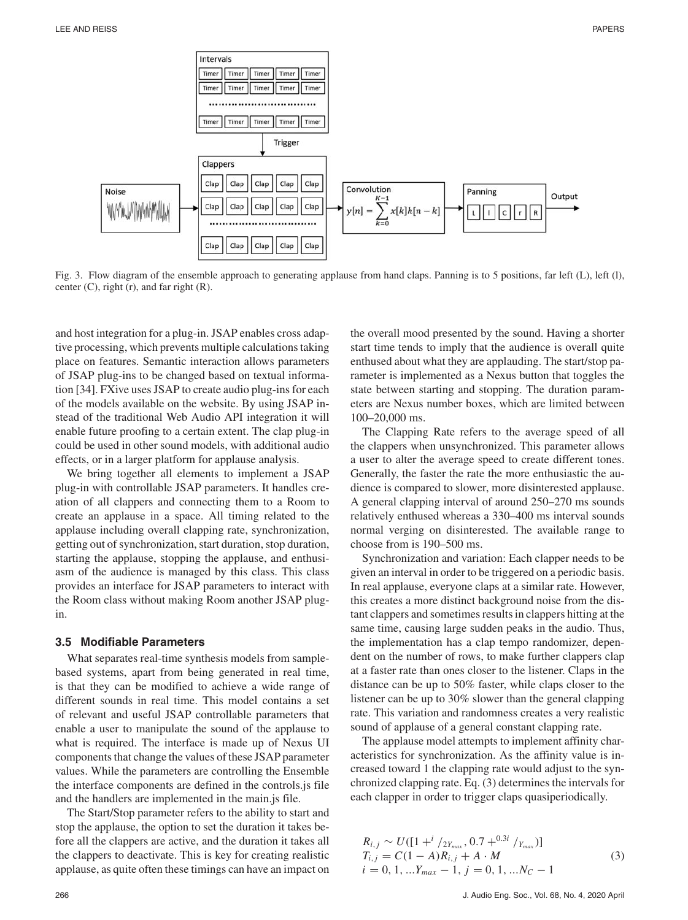Fig. 3. Flow diagram of the ensemble approach to generating applause from hand claps. Panning is to 5 positions, far left (L), left (l), center (C), right (r), and far right (R).

and host integration for a plug-in. JSAP enables cross adaptive processing, which prevents multiple calculations taking place on features. Semantic interaction allows parameters of JSAP plug-ins to be changed based on textual information [34]. FXive uses JSAP to create audio plug-ins for each of the models available on the website. By using JSAP instead of the traditional Web Audio API integration it will enable future proofing to a certain extent. The clap plug-in could be used in other sound models, with additional audio effects, or in a larger platform for applause analysis.

We bring together all elements to implement a JSAP plug-in with controllable JSAP parameters. It handles creation of all clappers and connecting them to a Room to create an applause in a space. All timing related to the applause including overall clapping rate, synchronization, getting out of synchronization, start duration, stop duration, starting the applause, stopping the applause, and enthusiasm of the audience is managed by this class. This class provides an interface for JSAP parameters to interact with the Room class without making Room another JSAP plug-in.

### 3.5 Modifiable Parameters

What separates real-time synthesis models from sample-based systems, apart from being generated in real time, is that they can be modified to achieve a wide range of different sounds in real time. This model contains a set of relevant and useful JSAP controllable parameters that enable a user to manipulate the sound of the applause to what is required. The interface is made up of Nexus UI components that change the values of these JSAP parameter values. While the parameters are controlling the Ensemble the interface components are defined in the controls.js file and the handlers are implemented in the main.js file.

The Start/Stop parameter refers to the ability to start and stop the applause, the option to set the duration it takes before all the clappers are active, and the duration it takes all the clappers to deactivate. This is key for creating realistic applause, as quite often these timings can have an impact on the overall mood presented by the sound. Having a shorter start time tends to imply that the audience is overall quite enthused about what they are applauding. The start/stop parameter is implemented as a Nexus button that toggles the state between starting and stopping. The duration parameters are Nexus number boxes, which are limited between 100–20,000 ms.

The Clapping Rate refers to the average speed of all the clappers when unsynchronized. This parameter allows a user to alter the average speed to create different tones. Generally, the faster the rate the more enthusiastic the audience is compared to slower, more disinterested applause. A general clapping interval of around 250–270 ms sounds relatively enthused whereas a 330–400 ms interval sounds normal verging on disinterested. The available range to choose from is 190–500 ms.

Synchronization and variation: Each clapper needs to be given an interval in order to be triggered on a periodic basis. In real applause, everyone claps at a similar rate. However, this creates a more distinct background noise from the distant clappers and sometimes results in clappers hitting at the same time, causing large sudden peaks in the audio. Thus, the implementation has a clap tempo randomizer, dependent on the number of rows, to make further clappers clap at a faster rate than ones closer to the listener. Claps in the distance can be up to 50% faster, while claps closer to the listener can be up to 30% slower than the general clapping rate. This variation and randomness creates a very realistic sound of applause of a general constant clapping rate.

The applause model attempts to implement affinity characteristics for synchronization. As the affinity value is increased toward 1 the clapping rate would adjust to the synchronized clapping rate. Eq. (3) determines the intervals for each clapper in order to trigger claps quasiperiodically.

$$
\begin{aligned}
&R_{i,j} \sim U([1 +^{i} /_{2Y_{max}}, 0.7 +^{0.3i} /_{Y_{max}})] \\
&T_{i,j} = C(1 - A)R_{i,j} + A \cdot M \\
&i = 0, 1, \ldots Y_{max} - 1,\ j = 0, 1, \ldots N_C - 1
\end{aligned}
\tag{3}
$$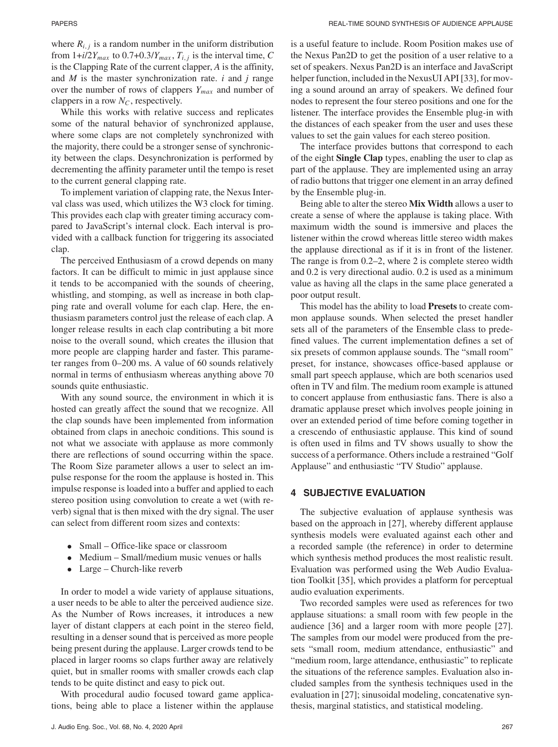where $R_{i,j}$ is a random number in the uniform distribution from $1+i/2Y_{max}$ to $0.7+0.3/Y_{max}$, $T_{i,j}$ is the interval time, $C$ is the Clapping Rate of the current clapper, $A$ is the affinity, and $M$ is the master synchronization rate. $i$ and $j$ range over the number of rows of clappers $Y_{max}$ and number of clappers in a row $N_C$, respectively.

While this works with relative success and replicates some of the natural behavior of synchronized applause, where some claps are not completely synchronized with the majority, there could be a stronger sense of synchronicity between the claps. Desynchronization is performed by decrementing the affinity parameter until the tempo is reset to the current general clapping rate.

To implement variation of clapping rate, the Nexus Interval class was used, which utilizes the W3 clock for timing. This provides each clap with greater timing accuracy compared to JavaScript's internal clock. Each interval is provided with a callback function for triggering its associated clap.

The perceived Enthusiasm of a crowd depends on many factors. It can be difficult to mimic in just applause since it tends to be accompanied with the sounds of cheering, whistling, and stomping, as well as increase in both clapping rate and overall volume for each clap. Here, the enthusiasm parameters control just the release of each clap. A longer release results in each clap contributing a bit more noise to the overall sound, which creates the illusion that more people are clapping harder and faster. This parameter ranges from 0–200 ms. A value of 60 sounds relatively normal in terms of enthusiasm whereas anything above 70 sounds quite enthusiastic.

With any sound source, the environment in which it is hosted can greatly affect the sound that we recognize. All the clap sounds have been implemented from information obtained from claps in anechoic conditions. This sound is not what we associate with applause as more commonly there are reflections of sound occurring within the space. The Room Size parameter allows a user to select an impulse response for the room the applause is hosted in. This impulse response is loaded into a buffer and applied to each stereo position using convolution to create a wet (with reverb) signal that is then mixed with the dry signal. The user can select from different room sizes and contexts:

- Small – Office-like space or classroom
- Medium – Small/medium music venues or halls
- Large – Church-like reverb

In order to model a wide variety of applause situations, a user needs to be able to alter the perceived audience size. As the Number of Rows increases, it introduces a new layer of distant clappers at each point in the stereo field, resulting in a denser sound that is perceived as more people being present during the applause. Larger crowds tend to be placed in larger rooms so claps further away are relatively quiet, but in smaller rooms with smaller crowds each clap tends to be quite distinct and easy to pick out.

With procedural audio focused toward game applications, being able to place a listener within the applause is a useful feature to include. Room Position makes use of the Nexus Pan2D to get the position of a user relative to a set of speakers. Nexus Pan2D is an interface and JavaScript helper function, included in the NexusUI API [33], for moving a sound around an array of speakers. We defined four nodes to represent the four stereo positions and one for the listener. The interface provides the Ensemble plug-in with the distances of each speaker from the user and uses these values to set the gain values for each stereo position.

The interface provides buttons that correspond to each of the eight **Single Clap** types, enabling the user to clap as part of the applause. They are implemented using an array of radio buttons that trigger one element in an array defined by the Ensemble plug-in.

Being able to alter the stereo **Mix Width** allows a user to create a sense of where the applause is taking place. With maximum width the sound is immersive and places the listener within the crowd whereas little stereo width makes the applause directional as if it is in front of the listener. The range is from 0.2–2, where 2 is complete stereo width and 0.2 is very directional audio. 0.2 is used as a minimum value as having all the claps in the same place generated a poor output result.

This model has the ability to load **Presets** to create common applause sounds. When selected the preset handler sets all of the parameters of the Ensemble class to predefined values. The current implementation defines a set of six presets of common applause sounds. The "small room" preset, for instance, showcases office-based applause or small part speech applause, which are both scenarios used often in TV and film. The medium room example is attuned to concert applause from enthusiastic fans. There is also a dramatic applause preset which involves people joining in over an extended period of time before coming together in a crescendo of enthusiastic applause. This kind of sound is often used in films and TV shows usually to show the success of a performance. Others include a restrained "Golf Applause" and enthusiastic "TV Studio" applause.

## 4 SUBJECTIVE EVALUATION

The subjective evaluation of applause synthesis was based on the approach in [27], whereby different applause synthesis models were evaluated against each other and a recorded sample (the reference) in order to determine which synthesis method produces the most realistic result. Evaluation was performed using the Web Audio Evaluation Toolkit [35], which provides a platform for perceptual audio evaluation experiments.

Two recorded samples were used as references for two applause situations: a small room with few people in the audience [36] and a larger room with more people [27]. The samples from our model were produced from the presets "small room, medium attendance, enthusiastic" and "medium room, large attendance, enthusiastic" to replicate the situations of the reference samples. Evaluation also included samples from the synthesis techniques used in the evaluation in [27]; sinusoidal modeling, concatenative synthesis, marginal statistics, and statistical modeling.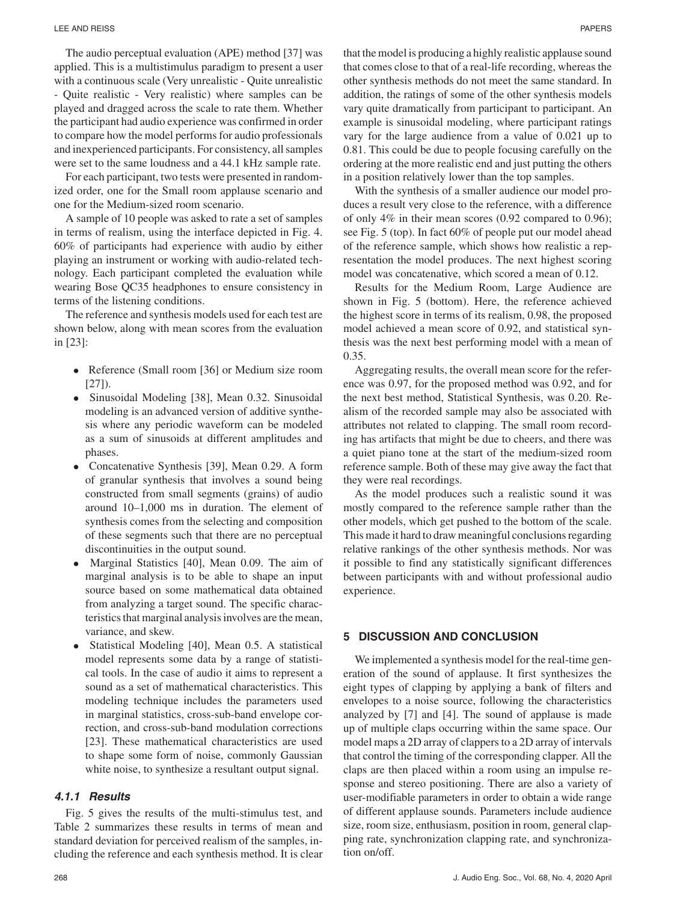The audio perceptual evaluation (APE) method [37] was applied. This is a multistimulus paradigm to present a user with a continuous scale (Very unrealistic - Quite unrealistic - Quite realistic - Very realistic) where samples can be played and dragged across the scale to rate them. Whether the participant had audio experience was confirmed in order to compare how the model performs for audio professionals and inexperienced participants. For consistency, all samples were set to the same loudness and a 44.1 kHz sample rate.

For each participant, two tests were presented in randomized order, one for the Small room applause scenario and one for the Medium-sized room scenario.

A sample of 10 people was asked to rate a set of samples in terms of realism, using the interface depicted in Fig. 4. 60% of participants had experience with audio by either playing an instrument or working with audio-related technology. Each participant completed the evaluation while wearing Bose QC35 headphones to ensure consistency in terms of the listening conditions.

The reference and synthesis models used for each test are shown below, along with mean scores from the evaluation in [23]:

- Reference (Small room [36] or Medium size room [27]).
- Sinusoidal Modeling [38], Mean 0.32. Sinusoidal modeling is an advanced version of additive synthesis where any periodic waveform can be modeled as a sum of sinusoids at different amplitudes and phases.
- Concatenative Synthesis [39], Mean 0.29. A form of granular synthesis that involves a sound being constructed from small segments (grains) of audio around 10–1,000 ms in duration. The element of synthesis comes from the selecting and composition of these segments such that there are no perceptual discontinuities in the output sound.
- Marginal Statistics [40], Mean 0.09. The aim of marginal analysis is to be able to shape an input source based on some mathematical data obtained from analyzing a target sound. The specific characteristics that marginal analysis involves are the mean, variance, and skew.
- Statistical Modeling [40], Mean 0.5. A statistical model represents some data by a range of statistical tools. In the case of audio it aims to represent a sound as a set of mathematical characteristics. This modeling technique includes the parameters used in marginal statistics, cross-sub-band envelope correction, and cross-sub-band modulation corrections [23]. These mathematical characteristics are used to shape some form of noise, commonly Gaussian white noise, to synthesize a resultant output signal.

#### 4.1.1 Results

Fig. 5 gives the results of the multi-stimulus test, and Table 2 summarizes these results in terms of mean and standard deviation for perceived realism of the samples, including the reference and each synthesis method. It is clear that the model is producing a highly realistic applause sound that comes close to that of a real-life recording, whereas the other synthesis methods do not meet the same standard. In addition, the ratings of some of the other synthesis models vary quite dramatically from participant to participant. An example is sinusoidal modeling, where participant ratings vary for the large audience from a value of 0.021 up to 0.81. This could be due to people focusing carefully on the ordering at the more realistic end and just putting the others in a position relatively lower than the top samples.

With the synthesis of a smaller audience our model produces a result very close to the reference, with a difference of only 4% in their mean scores (0.92 compared to 0.96); see Fig. 5 (top). In fact 60% of people put our model ahead of the reference sample, which shows how realistic a representation the model produces. The next highest scoring model was concatenative, which scored a mean of 0.12.

Results for the Medium Room, Large Audience are shown in Fig. 5 (bottom). Here, the reference achieved the highest score in terms of its realism, 0.98, the proposed model achieved a mean score of 0.92, and statistical synthesis was the next best performing model with a mean of 0.35.

Aggregating results, the overall mean score for the reference was 0.97, for the proposed method was 0.92, and for the next best method, Statistical Synthesis, was 0.20. Realism of the recorded sample may also be associated with attributes not related to clapping. The small room recording has artifacts that might be due to cheers, and there was a quiet piano tone at the start of the medium-sized room reference sample. Both of these may give away the fact that they were real recordings.

As the model produces such a realistic sound it was mostly compared to the reference sample rather than the other models, which get pushed to the bottom of the scale. This made it hard to draw meaningful conclusions regarding relative rankings of the other synthesis methods. Nor was it possible to find any statistically significant differences between participants with and without professional audio experience.

## 5 DISCUSSION AND CONCLUSION

We implemented a synthesis model for the real-time generation of the sound of applause. It first synthesizes the eight types of clapping by applying a bank of filters and envelopes to a noise source, following the characteristics analyzed by [7] and [4]. The sound of applause is made up of multiple claps occurring within the same space. Our model maps a 2D array of clappers to a 2D array of intervals that control the timing of the corresponding clapper. All the claps are then placed within a room using an impulse response and stereo positioning. There are also a variety of user-modifiable parameters in order to obtain a wide range of different applause sounds. Parameters include audience size, room size, enthusiasm, position in room, general clapping rate, synchronization clapping rate, and synchronization on/off.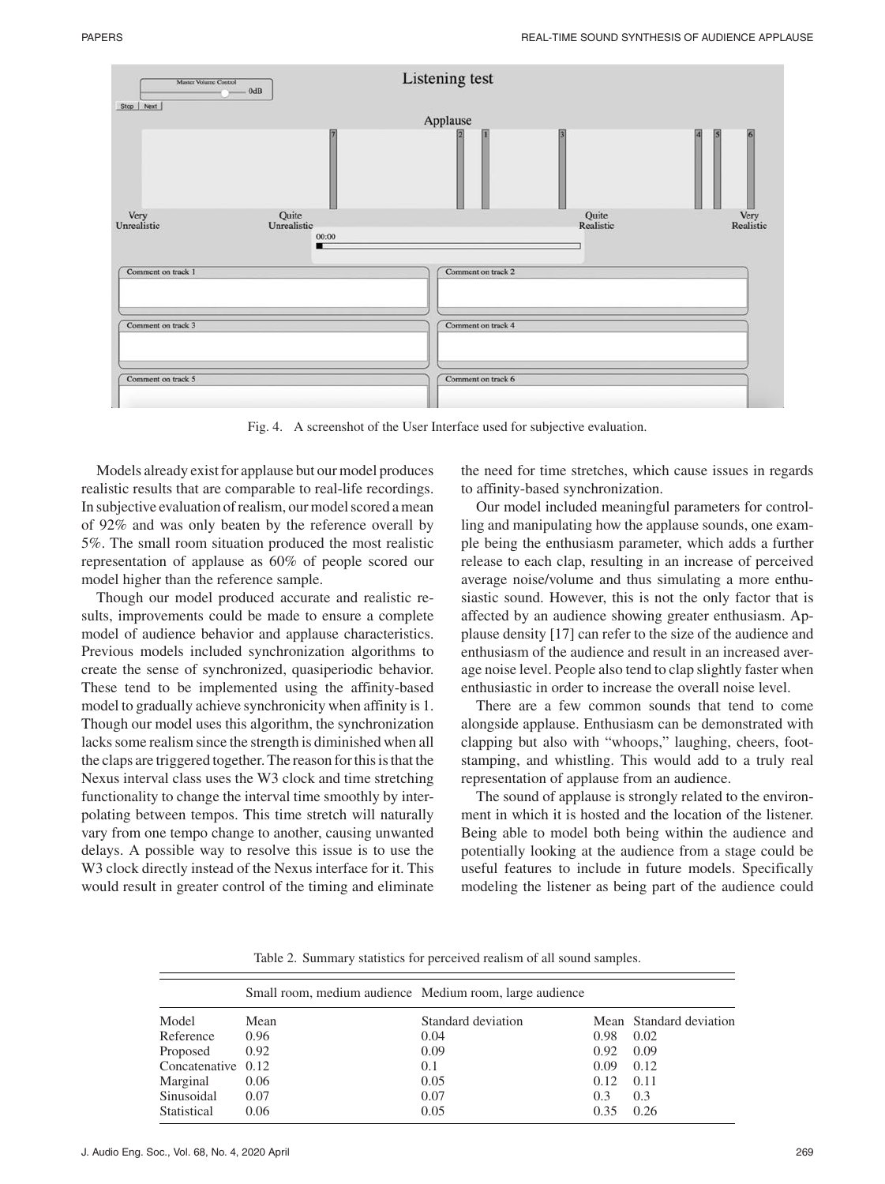Fig. 4. A screenshot of the User Interface used for subjective evaluation.

Models already exist for applause but our model produces realistic results that are comparable to real-life recordings. In subjective evaluation of realism, our model scored a mean of 92% and was only beaten by the reference overall by 5%. The small room situation produced the most realistic representation of applause as 60% of people scored our model higher than the reference sample.

Though our model produced accurate and realistic results, improvements could be made to ensure a complete model of audience behavior and applause characteristics. Previous models included synchronization algorithms to create the sense of synchronized, quasiperiodic behavior. These tend to be implemented using the affinity-based model to gradually achieve synchronicity when affinity is 1. Though our model uses this algorithm, the synchronization lacks some realism since the strength is diminished when all the claps are triggered together. The reason for this is that the Nexus interval class uses the W3 clock and time stretching functionality to change the interval time smoothly by interpolating between tempos. This time stretch will naturally vary from one tempo change to another, causing unwanted delays. A possible way to resolve this issue is to use the W3 clock directly instead of the Nexus interface for it. This would result in greater control of the timing and eliminate the need for time stretches, which cause issues in regards to affinity-based synchronization.

Our model included meaningful parameters for controlling and manipulating how the applause sounds, one example being the enthusiasm parameter, which adds a further release to each clap, resulting in an increase of perceived average noise/volume and thus simulating a more enthusiastic sound. However, this is not the only factor that is affected by an audience showing greater enthusiasm. Applause density [17] can refer to the size of the audience and enthusiasm of the audience and result in an increased average noise level. People also tend to clap slightly faster when enthusiastic in order to increase the overall noise level.

There are a few common sounds that tend to come alongside applause. Enthusiasm can be demonstrated with clapping but also with "whoops," laughing, cheers, footstamping, and whistling. This would add to a truly real representation of applause from an audience.

The sound of applause is strongly related to the environment in which it is hosted and the location of the listener. Being able to model both being within the audience and potentially looking at the audience from a stage could be useful features to include in future models. Specifically modeling the listener as being part of the audience could

Table 2. Summary statistics for perceived realism of all sound samples.

| | Small room, medium audience | | Medium room, large audience | |
|---|---|---|---|---|
| Model | Mean | Standard deviation | Mean | Standard deviation |
| Reference | 0.96 | 0.04 | 0.98 | 0.02 |
| Proposed | 0.92 | 0.09 | 0.92 | 0.09 |
| Concatenative | 0.12 | 0.1 | 0.09 | 0.12 |
| Marginal | 0.06 | 0.05 | 0.12 | 0.11 |
| Sinusoidal | 0.07 | 0.07 | 0.3 | 0.3 |
| Statistical | 0.06 | 0.05 | 0.35 | 0.26 |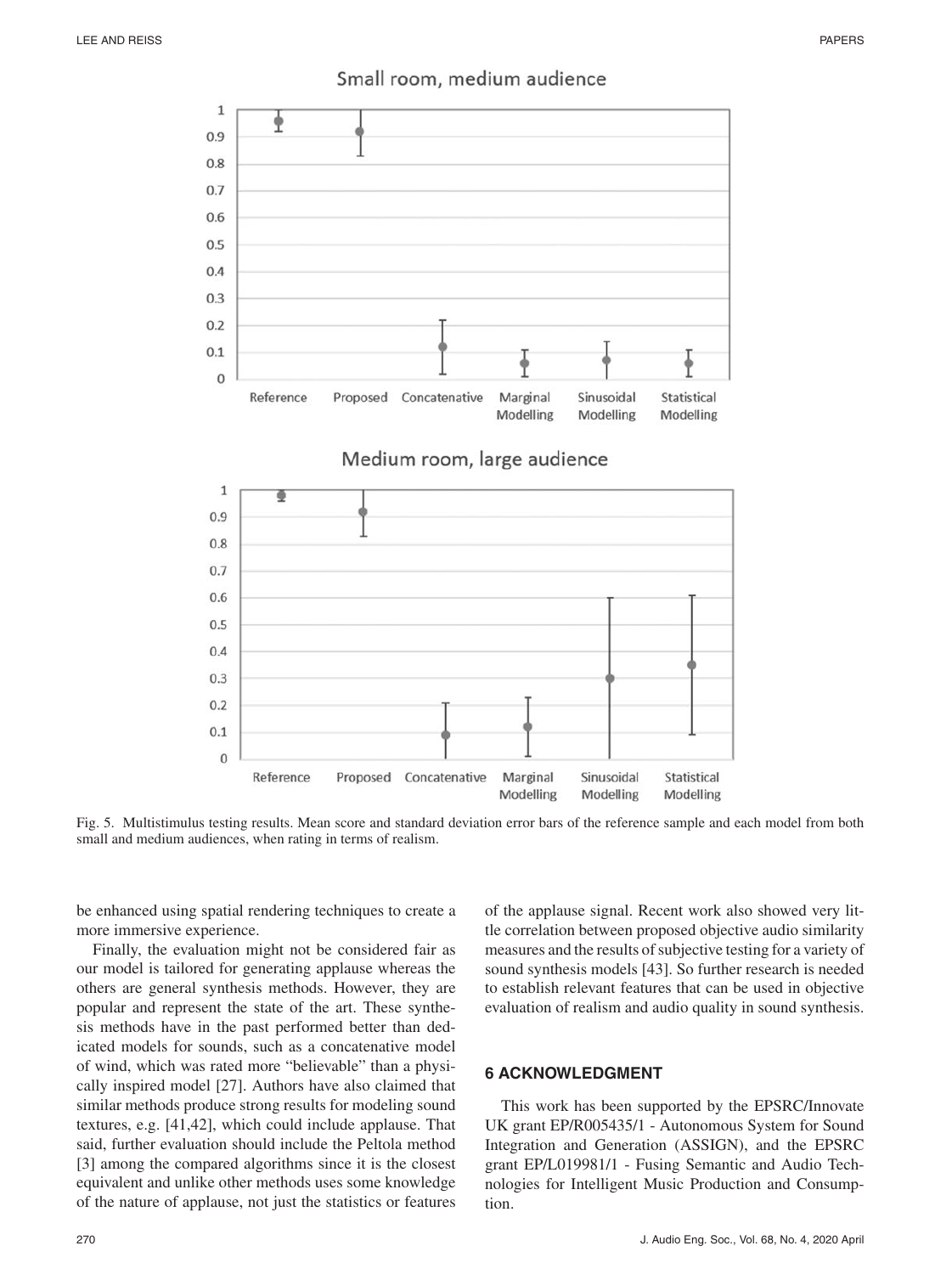Fig. 5. Multistimulus testing results. Mean score and standard deviation error bars of the reference sample and each model from both small and medium audiences, when rating in terms of realism.

be enhanced using spatial rendering techniques to create a more immersive experience.

Finally, the evaluation might not be considered fair as our model is tailored for generating applause whereas the others are general synthesis methods. However, they are popular and represent the state of the art. These synthesis methods have in the past performed better than dedicated models for sounds, such as a concatenative model of wind, which was rated more "believable" than a physically inspired model [27]. Authors have also claimed that similar methods produce strong results for modeling sound textures, e.g. [41,42], which could include applause. That said, further evaluation should include the Peltola method [3] among the compared algorithms since it is the closest equivalent and unlike other methods uses some knowledge of the nature of applause, not just the statistics or features of the applause signal. Recent work also showed very little correlation between proposed objective audio similarity measures and the results of subjective testing for a variety of sound synthesis models [43]. So further research is needed to establish relevant features that can be used in objective evaluation of realism and audio quality in sound synthesis.

## 6 ACKNOWLEDGMENT

This work has been supported by the EPSRC/Innovate UK grant EP/R005435/1 - Autonomous System for Sound Integration and Generation (ASSIGN), and the EPSRC grant EP/L019981/1 - Fusing Semantic and Audio Technologies for Intelligent Music Production and Consumption.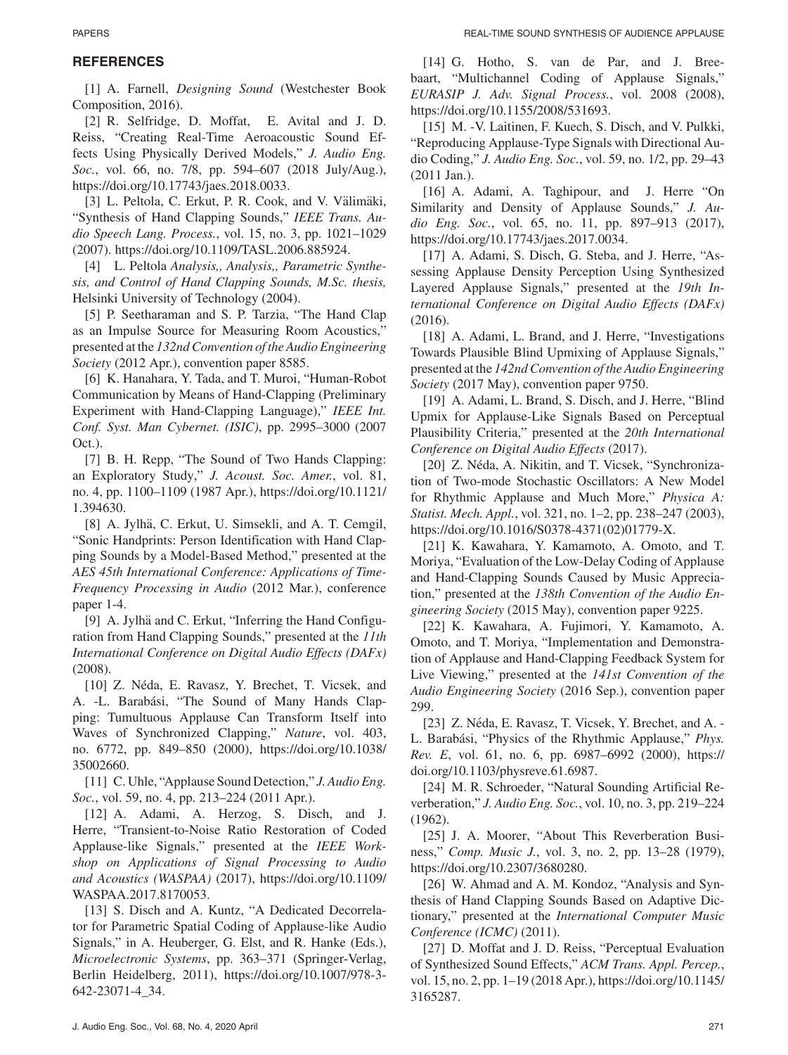## REFERENCES

[1] A. Farnell, *Designing Sound* (Westchester Book Composition, 2016).

[2] R. Selfridge, D. Moffat, E. Avital and J. D. Reiss, "Creating Real-Time Aeroacoustic Sound Effects Using Physically Derived Models," *J. Audio Eng. Soc.*, vol. 66, no. 7/8, pp. 594–607 (2018 July/Aug.), https://doi.org/10.17743/jaes.2018.0033.

[3] L. Peltola, C. Erkut, P. R. Cook, and V. Välimäki, "Synthesis of Hand Clapping Sounds," *IEEE Trans. Audio Speech Lang. Process.*, vol. 15, no. 3, pp. 1021–1029 (2007). https://doi.org/10.1109/TASL.2006.885924.

[4] L. Peltola *Analysis,, Analysis,, Parametric Synthesis, and Control of Hand Clapping Sounds, M.Sc. thesis,* Helsinki University of Technology (2004).

[5] P. Seetharaman and S. P. Tarzia, "The Hand Clap as an Impulse Source for Measuring Room Acoustics," presented at the *132nd Convention of the Audio Engineering Society* (2012 Apr.), convention paper 8585.

[6] K. Hanahara, Y. Tada, and T. Muroi, "Human-Robot Communication by Means of Hand-Clapping (Preliminary Experiment with Hand-Clapping Language)," *IEEE Int. Conf. Syst. Man Cybernet. (ISIC)*, pp. 2995–3000 (2007 Oct.).

[7] B. H. Repp, "The Sound of Two Hands Clapping: an Exploratory Study," *J. Acoust. Soc. Amer.*, vol. 81, no. 4, pp. 1100–1109 (1987 Apr.), https://doi.org/10.1121/1.394630.

[8] A. Jylhä, C. Erkut, U. Simsekli, and A. T. Cemgil, "Sonic Handprints: Person Identification with Hand Clapping Sounds by a Model-Based Method," presented at the *AES 45th International Conference: Applications of Time-Frequency Processing in Audio* (2012 Mar.), conference paper 1-4.

[9] A. Jylhä and C. Erkut, "Inferring the Hand Configuration from Hand Clapping Sounds," presented at the *11th International Conference on Digital Audio Effects (DAFx)* (2008).

[10] Z. Néda, E. Ravasz, Y. Brechet, T. Vicsek, and A. -L. Barabási, "The Sound of Many Hands Clapping: Tumultuous Applause Can Transform Itself into Waves of Synchronized Clapping," *Nature*, vol. 403, no. 6772, pp. 849–850 (2000), https://doi.org/10.1038/35002660.

[11] C. Uhle, "Applause Sound Detection," *J. Audio Eng. Soc.*, vol. 59, no. 4, pp. 213–224 (2011 Apr.).

[12] A. Adami, A. Herzog, S. Disch, and J. Herre, "Transient-to-Noise Ratio Restoration of Coded Applause-like Signals," presented at the *IEEE Workshop on Applications of Signal Processing to Audio and Acoustics (WASPAA)* (2017), https://doi.org/10.1109/WASPAA.2017.8170053.

[13] S. Disch and A. Kuntz, "A Dedicated Decorrelator for Parametric Spatial Coding of Applause-like Audio Signals," in A. Heuberger, G. Elst, and R. Hanke (Eds.), *Microelectronic Systems*, pp. 363–371 (Springer-Verlag, Berlin Heidelberg, 2011), https://doi.org/10.1007/978-3-642-23071-4_34.

[14] G. Hotho, S. van de Par, and J. Breebaart, "Multichannel Coding of Applause Signals," *EURASIP J. Adv. Signal Process.*, vol. 2008 (2008), https://doi.org/10.1155/2008/531693.

[15] M. -V. Laitinen, F. Kuech, S. Disch, and V. Pulkki, "Reproducing Applause-Type Signals with Directional Audio Coding," *J. Audio Eng. Soc.*, vol. 59, no. 1/2, pp. 29–43 (2011 Jan.).

[16] A. Adami, A. Taghipour, and J. Herre "On Similarity and Density of Applause Sounds," *J. Audio Eng. Soc.*, vol. 65, no. 11, pp. 897–913 (2017), https://doi.org/10.17743/jaes.2017.0034.

[17] A. Adami, S. Disch, G. Steba, and J. Herre, "Assessing Applause Density Perception Using Synthesized Layered Applause Signals," presented at the *19th International Conference on Digital Audio Effects (DAFx)* (2016).

[18] A. Adami, L. Brand, and J. Herre, "Investigations Towards Plausible Blind Upmixing of Applause Signals," presented at the *142nd Convention of the Audio Engineering Society* (2017 May), convention paper 9750.

[19] A. Adami, L. Brand, S. Disch, and J. Herre, "Blind Upmix for Applause-Like Signals Based on Perceptual Plausibility Criteria," presented at the *20th International Conference on Digital Audio Effects* (2017).

[20] Z. Néda, A. Nikitin, and T. Vicsek, "Synchronization of Two-mode Stochastic Oscillators: A New Model for Rhythmic Applause and Much More," *Physica A: Statist. Mech. Appl.*, vol. 321, no. 1–2, pp. 238–247 (2003), https://doi.org/10.1016/S0378-4371(02)01779-X.

[21] K. Kawahara, Y. Kamamoto, A. Omoto, and T. Moriya, "Evaluation of the Low-Delay Coding of Applause and Hand-Clapping Sounds Caused by Music Appreciation," presented at the *138th Convention of the Audio Engineering Society* (2015 May), convention paper 9225.

[22] K. Kawahara, A. Fujimori, Y. Kamamoto, A. Omoto, and T. Moriya, "Implementation and Demonstration of Applause and Hand-Clapping Feedback System for Live Viewing," presented at the *141st Convention of the Audio Engineering Society* (2016 Sep.), convention paper 299.

[23] Z. Néda, E. Ravasz, T. Vicsek, Y. Brechet, and A. -L. Barabási, "Physics of the Rhythmic Applause," *Phys. Rev. E*, vol. 61, no. 6, pp. 6987–6992 (2000), https://doi.org/10.1103/physreve.61.6987.

[24] M. R. Schroeder, "Natural Sounding Artificial Reverberation," *J. Audio Eng. Soc.*, vol. 10, no. 3, pp. 219–224 (1962).

[25] J. A. Moorer, "About This Reverberation Business," *Comp. Music J.*, vol. 3, no. 2, pp. 13–28 (1979), https://doi.org/10.2307/3680280.

[26] W. Ahmad and A. M. Kondoz, "Analysis and Synthesis of Hand Clapping Sounds Based on Adaptive Dictionary," presented at the *International Computer Music Conference (ICMC)* (2011).

[27] D. Moffat and J. D. Reiss, "Perceptual Evaluation of Synthesized Sound Effects," *ACM Trans. Appl. Percep.*, vol. 15, no. 2, pp. 1–19 (2018 Apr.), https://doi.org/10.1145/3165287.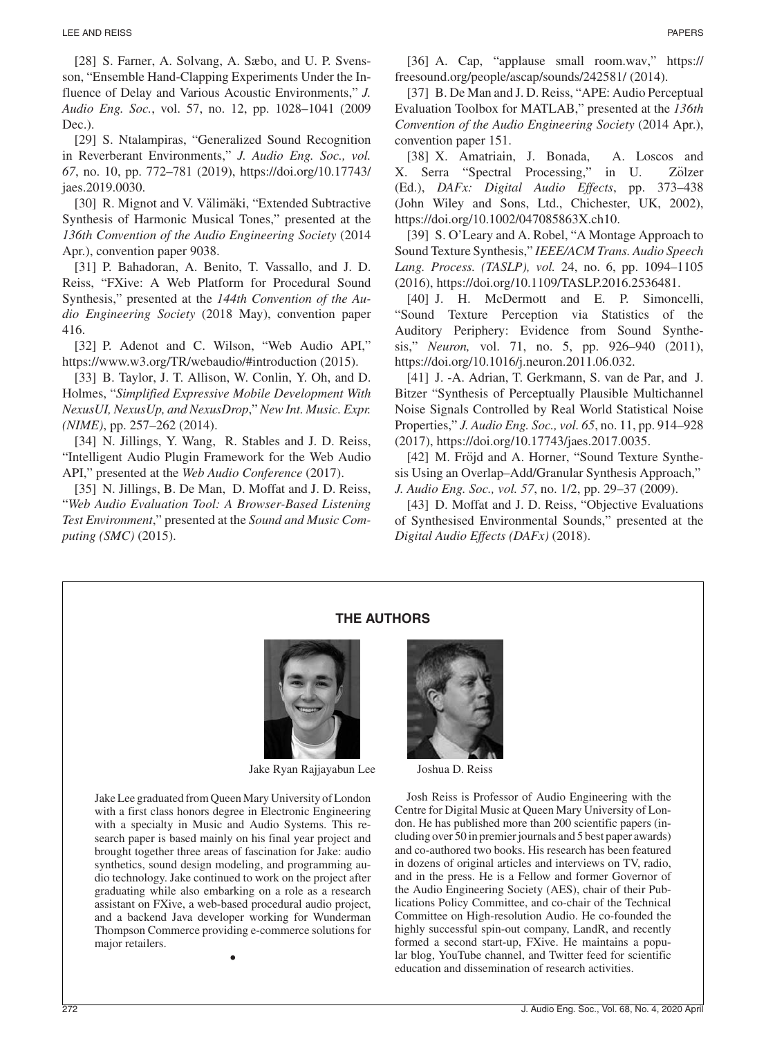[28] S. Farner, A. Solvang, A. Sæbo, and U. P. Svensson, "Ensemble Hand-Clapping Experiments Under the Influence of Delay and Various Acoustic Environments," *J. Audio Eng. Soc.*, vol. 57, no. 12, pp. 1028–1041 (2009 Dec.).

[29] S. Ntalampiras, "Generalized Sound Recognition in Reverberant Environments," *J. Audio Eng. Soc., vol. 67*, no. 10, pp. 772–781 (2019), https://doi.org/10.17743/jaes.2019.0030.

[30] R. Mignot and V. Välimäki, "Extended Subtractive Synthesis of Harmonic Musical Tones," presented at the *136th Convention of the Audio Engineering Society* (2014 Apr.), convention paper 9038.

[31] P. Bahadoran, A. Benito, T. Vassallo, and J. D. Reiss, "FXive: A Web Platform for Procedural Sound Synthesis," presented at the *144th Convention of the Audio Engineering Society* (2018 May), convention paper 416.

[32] P. Adenot and C. Wilson, "Web Audio API," https://www.w3.org/TR/webaudio/#introduction (2015).

[33] B. Taylor, J. T. Allison, W. Conlin, Y. Oh, and D. Holmes, "*Simplified Expressive Mobile Development With NexusUI, NexusUp, and NexusDrop*," *New Int. Music. Expr. (NIME)*, pp. 257–262 (2014).

[34] N. Jillings, Y. Wang, R. Stables and J. D. Reiss, "Intelligent Audio Plugin Framework for the Web Audio API," presented at the *Web Audio Conference* (2017).

[35] N. Jillings, B. De Man, D. Moffat and J. D. Reiss, "*Web Audio Evaluation Tool: A Browser-Based Listening Test Environment*," presented at the *Sound and Music Computing (SMC)* (2015).

[36] A. Cap, "applause small room.wav," https://freesound.org/people/ascap/sounds/242581/ (2014).

[37] B. De Man and J. D. Reiss, "APE: Audio Perceptual Evaluation Toolbox for MATLAB," presented at the *136th Convention of the Audio Engineering Society* (2014 Apr.), convention paper 151.

[38] X. Amatriain, J. Bonada, A. Loscos and X. Serra "Spectral Processing," in U. Zölzer (Ed.), *DAFx: Digital Audio Effects*, pp. 373–438 (John Wiley and Sons, Ltd., Chichester, UK, 2002), https://doi.org/10.1002/047085863X.ch10.

[39] S. O'Leary and A. Robel, "A Montage Approach to Sound Texture Synthesis," *IEEE/ACM Trans. Audio Speech Lang. Process. (TASLP), vol.* 24, no. 6, pp. 1094–1105 (2016), https://doi.org/10.1109/TASLP.2016.2536481.

[40] J. H. McDermott and E. P. Simoncelli, "Sound Texture Perception via Statistics of the Auditory Periphery: Evidence from Sound Synthesis," *Neuron,* vol. 71, no. 5, pp. 926–940 (2011), https://doi.org/10.1016/j.neuron.2011.06.032.

[41] J. -A. Adrian, T. Gerkmann, S. van de Par, and J. Bitzer "Synthesis of Perceptually Plausible Multichannel Noise Signals Controlled by Real World Statistical Noise Properties," *J. Audio Eng. Soc., vol. 65*, no. 11, pp. 914–928 (2017), https://doi.org/10.17743/jaes.2017.0035.

[42] M. Fröjd and A. Horner, "Sound Texture Synthesis Using an Overlap–Add/Granular Synthesis Approach," *J. Audio Eng. Soc., vol. 57*, no. 1/2, pp. 29–37 (2009).

[43] D. Moffat and J. D. Reiss, "Objective Evaluations of Synthesised Environmental Sounds," presented at the *Digital Audio Effects (DAFx)* (2018).

## THE AUTHORS

Jake Ryan Rajjayabun Lee

Joshua D. Reiss

Jake Lee graduated from Queen Mary University of London with a first class honors degree in Electronic Engineering with a specialty in Music and Audio Systems. This research paper is based mainly on his final year project and brought together three areas of fascination for Jake: audio synthetics, sound design modeling, and programming audio technology. Jake continued to work on the project after graduating while also embarking on a role as a research assistant on FXive, a web-based procedural audio project, and a backend Java developer working for Wunderman Thompson Commerce providing e-commerce solutions for major retailers.

•

Josh Reiss is Professor of Audio Engineering with the Centre for Digital Music at Queen Mary University of London. He has published more than 200 scientific papers (including over 50 in premier journals and 5 best paper awards) and co-authored two books. His research has been featured in dozens of original articles and interviews on TV, radio, and in the press. He is a Fellow and former Governor of the Audio Engineering Society (AES), chair of their Publications Policy Committee, and co-chair of the Technical Committee on High-resolution Audio. He co-founded the highly successful spin-out company, LandR, and recently formed a second start-up, FXive. He maintains a popular blog, YouTube channel, and Twitter feed for scientific education and dissemination of research activities.